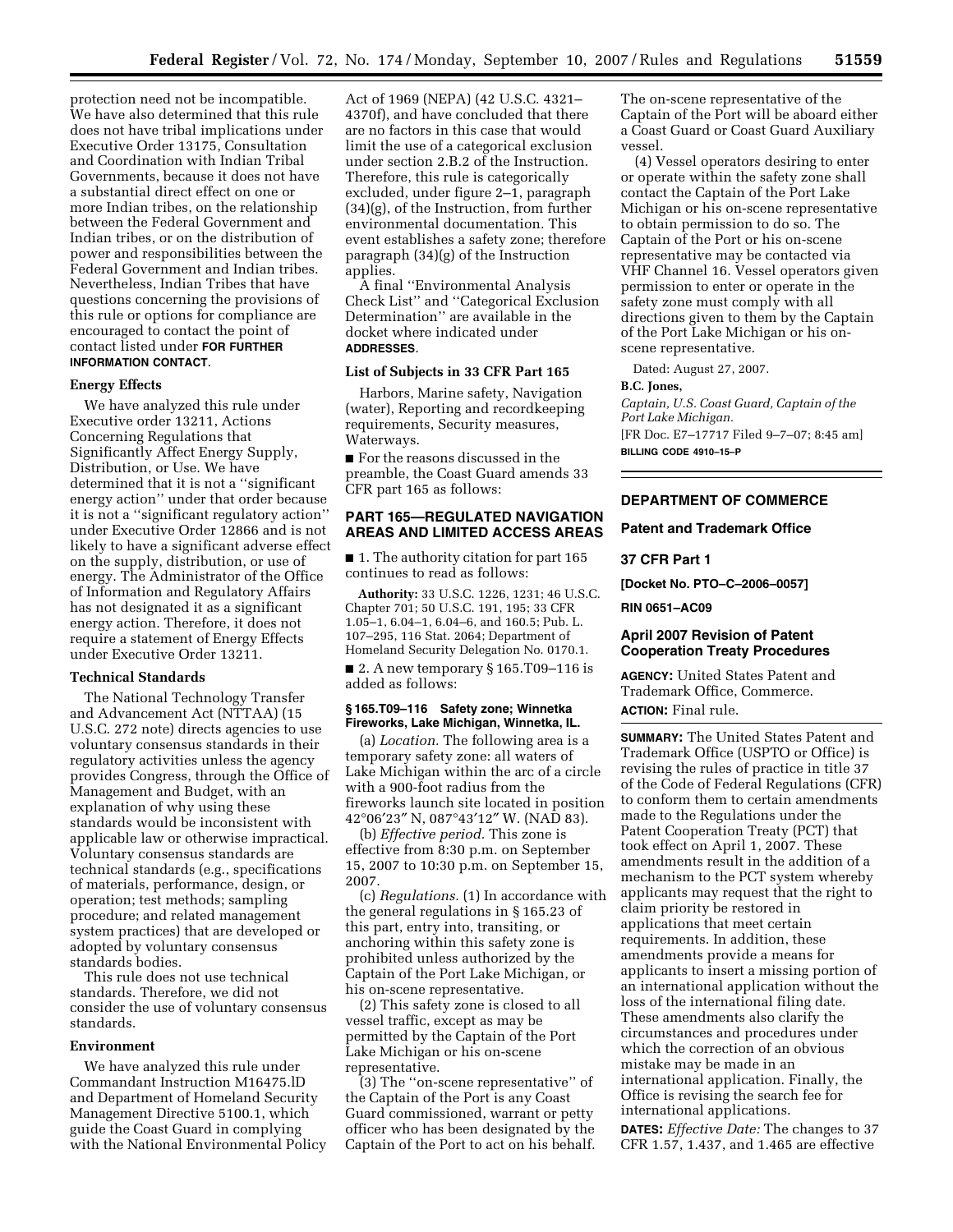protection need not be incompatible. We have also determined that this rule does not have tribal implications under Executive Order 13175, Consultation and Coordination with Indian Tribal Governments, because it does not have a substantial direct effect on one or more Indian tribes, on the relationship between the Federal Government and Indian tribes, or on the distribution of power and responsibilities between the Federal Government and Indian tribes. Nevertheless, Indian Tribes that have questions concerning the provisions of this rule or options for compliance are encouraged to contact the point of contact listed under **FOR FURTHER INFORMATION CONTACT**.

### Energy Effects

We have analyzed this rule under Executive order 13211, Actions Concerning Regulations that Significantly Affect Energy Supply, Distribution, or Use. We have determined that it is not a ''significant energy action'' under that order because it is not a ''significant regulatory action'' under Executive Order 12866 and is not likely to have a significant adverse effect on the supply, distribution, or use of energy. The Administrator of the Office of Information and Regulatory Affairs has not designated it as a significant energy action. Therefore, it does not require a statement of Energy Effects under Executive Order 13211.

### Technical Standards

The National Technology Transfer and Advancement Act (NTTAA) (15 U.S.C. 272 note) directs agencies to use voluntary consensus standards in their regulatory activities unless the agency provides Congress, through the Office of Management and Budget, with an explanation of why using these standards would be inconsistent with applicable law or otherwise impractical. Voluntary consensus standards are technical standards (e.g., specifications of materials, performance, design, or operation; test methods; sampling procedure; and related management system practices) that are developed or adopted by voluntary consensus standards bodies.

This rule does not use technical standards. Therefore, we did not consider the use of voluntary consensus standards.

### Environment

We have analyzed this rule under Commandant Instruction M16475.lD and Department of Homeland Security Management Directive 5100.1, which guide the Coast Guard in complying with the National Environmental Policy Act of 1969 (NEPA) (42 U.S.C. 4321–4370f), and have concluded that there are no factors in this case that would limit the use of a categorical exclusion under section 2.B.2 of the Instruction. Therefore, this rule is categorically excluded, under figure 2–1, paragraph (34)(g), of the Instruction, from further environmental documentation. This event establishes a safety zone; therefore paragraph (34)(g) of the Instruction applies.

A final ''Environmental Analysis Check List'' and ''Categorical Exclusion Determination'' are available in the docket where indicated under **ADDRESSES**.

### List of Subjects in 33 CFR Part 165

Harbors, Marine safety, Navigation (water), Reporting and recordkeeping requirements, Security measures, Waterways.

■ For the reasons discussed in the preamble, the Coast Guard amends 33 CFR part 165 as follows:

## PART 165—REGULATED NAVIGATION AREAS AND LIMITED ACCESS AREAS

■ 1. The authority citation for part 165 continues to read as follows:

**Authority:** 33 U.S.C. 1226, 1231; 46 U.S.C. Chapter 701; 50 U.S.C. 191, 195; 33 CFR 1.05–1, 6.04–1, 6.04–6, and 160.5; Pub. L. 107–295, 116 Stat. 2064; Department of Homeland Security Delegation No. 0170.1.

■ 2. A new temporary § 165.T09–116 is added as follows:

#### § 165.T09–116 Safety zone; Winnetka Fireworks, Lake Michigan, Winnetka, IL.

(a) *Location.* The following area is a temporary safety zone: all waters of Lake Michigan within the arc of a circle with a 900-foot radius from the fireworks launch site located in position 42°06′23″ N, 087°43′12″ W. (NAD 83).

(b) *Effective period.* This zone is effective from 8:30 p.m. on September 15, 2007 to 10:30 p.m. on September 15, 2007.

(c) *Regulations.* (1) In accordance with the general regulations in § 165.23 of this part, entry into, transiting, or anchoring within this safety zone is prohibited unless authorized by the Captain of the Port Lake Michigan, or his on-scene representative.

(2) This safety zone is closed to all vessel traffic, except as may be permitted by the Captain of the Port Lake Michigan or his on-scene representative.

(3) The ''on-scene representative'' of the Captain of the Port is any Coast Guard commissioned, warrant or petty officer who has been designated by the Captain of the Port to act on his behalf. The on-scene representative of the Captain of the Port will be aboard either a Coast Guard or Coast Guard Auxiliary vessel.

(4) Vessel operators desiring to enter or operate within the safety zone shall contact the Captain of the Port Lake Michigan or his on-scene representative to obtain permission to do so. The Captain of the Port or his on-scene representative may be contacted via VHF Channel 16. Vessel operators given permission to enter or operate in the safety zone must comply with all directions given to them by the Captain of the Port Lake Michigan or his on-scene representative.

Dated: August 27, 2007.

**B.C. Jones,**

*Captain, U.S. Coast Guard, Captain of the Port Lake Michigan.*

[FR Doc. E7–17717 Filed 9–7–07; 8:45 am]

**BILLING CODE 4910–15–P**

---

## DEPARTMENT OF COMMERCE

### Patent and Trademark Office

### 37 CFR Part 1

**[Docket No. PTO–C–2006–0057]**

**RIN 0651–AC09**

### April 2007 Revision of Patent Cooperation Treaty Procedures

**AGENCY:** United States Patent and Trademark Office, Commerce.

**ACTION:** Final rule.

**SUMMARY:** The United States Patent and Trademark Office (USPTO or Office) is revising the rules of practice in title 37 of the Code of Federal Regulations (CFR) to conform them to certain amendments made to the Regulations under the Patent Cooperation Treaty (PCT) that took effect on April 1, 2007. These amendments result in the addition of a mechanism to the PCT system whereby applicants may request that the right to claim priority be restored in applications that meet certain requirements. In addition, these amendments provide a means for applicants to insert a missing portion of an international application without the loss of the international filing date. These amendments also clarify the circumstances and procedures under which the correction of an obvious mistake may be made in an international application. Finally, the Office is revising the search fee for international applications.

**DATES:** *Effective Date:* The changes to 37 CFR 1.57, 1.437, and 1.465 are effective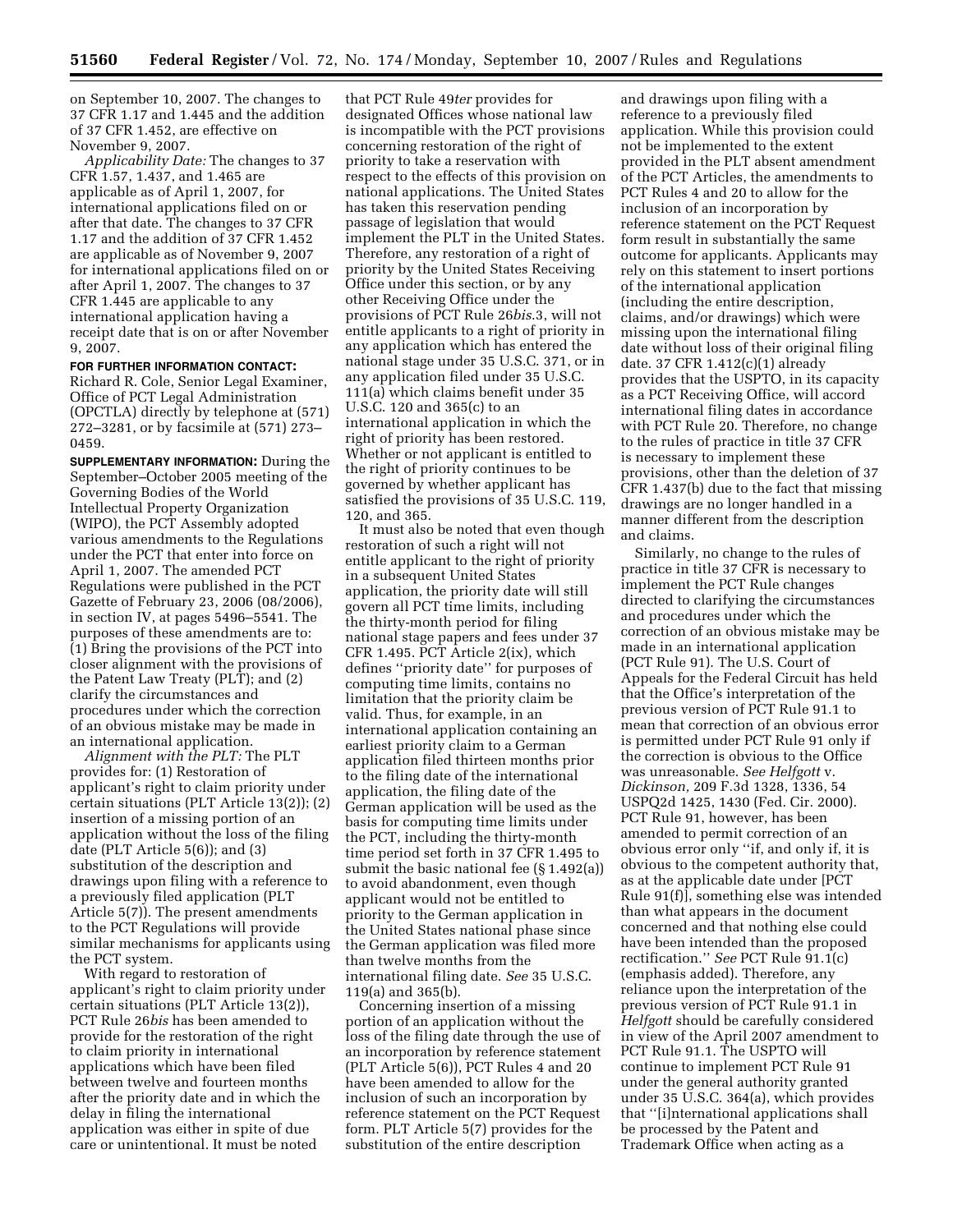on September 10, 2007. The changes to 37 CFR 1.17 and 1.445 and the addition of 37 CFR 1.452, are effective on November 9, 2007.

*Applicability Date:* The changes to 37 CFR 1.57, 1.437, and 1.465 are applicable as of April 1, 2007, for international applications filed on or after that date. The changes to 37 CFR 1.17 and the addition of 37 CFR 1.452 are applicable as of November 9, 2007 for international applications filed on or after April 1, 2007. The changes to 37 CFR 1.445 are applicable to any international application having a receipt date that is on or after November 9, 2007.

**FOR FURTHER INFORMATION CONTACT:** Richard R. Cole, Senior Legal Examiner, Office of PCT Legal Administration (OPCTLA) directly by telephone at (571) 272–3281, or by facsimile at (571) 273–0459.

**SUPPLEMENTARY INFORMATION:** During the September–October 2005 meeting of the Governing Bodies of the World Intellectual Property Organization (WIPO), the PCT Assembly adopted various amendments to the Regulations under the PCT that enter into force on April 1, 2007. The amended PCT Regulations were published in the PCT Gazette of February 23, 2006 (08/2006), in section IV, at pages 5496–5541. The purposes of these amendments are to: (1) Bring the provisions of the PCT into closer alignment with the provisions of the Patent Law Treaty (PLT); and (2) clarify the circumstances and procedures under which the correction of an obvious mistake may be made in an international application.

*Alignment with the PLT:* The PLT provides for: (1) Restoration of applicant's right to claim priority under certain situations (PLT Article 13(2)); (2) insertion of a missing portion of an application without the loss of the filing date (PLT Article 5(6)); and (3) substitution of the description and drawings upon filing with a reference to a previously filed application (PLT Article 5(7)). The present amendments to the PCT Regulations will provide similar mechanisms for applicants using the PCT system.

With regard to restoration of applicant's right to claim priority under certain situations (PLT Article 13(2)), PCT Rule 26*bis* has been amended to provide for the restoration of the right to claim priority in international applications which have been filed between twelve and fourteen months after the priority date and in which the delay in filing the international application was either in spite of due care or unintentional. It must be noted that PCT Rule 49*ter* provides for designated Offices whose national law is incompatible with the PCT provisions concerning restoration of the right of priority to take a reservation with respect to the effects of this provision on national applications. The United States has taken this reservation pending passage of legislation that would implement the PLT in the United States. Therefore, any restoration of a right of priority by the United States Receiving Office under this section, or by any other Receiving Office under the provisions of PCT Rule 26*bis*.3, will not entitle applicants to a right of priority in any application which has entered the national stage under 35 U.S.C. 371, or in any application filed under 35 U.S.C. 111(a) which claims benefit under 35 U.S.C. 120 and 365(c) to an international application in which the right of priority has been restored. Whether or not applicant is entitled to the right of priority continues to be governed by whether applicant has satisfied the provisions of 35 U.S.C. 119, 120, and 365.

It must also be noted that even though restoration of such a right will not entitle applicant to the right of priority in a subsequent United States application, the priority date will still govern all PCT time limits, including the thirty-month period for filing national stage papers and fees under 37 CFR 1.495. PCT Article 2(ix), which defines "priority date" for purposes of computing time limits, contains no limitation that the priority claim be valid. Thus, for example, in an international application containing an earliest priority claim to a German application filed thirteen months prior to the filing date of the international application, the filing date of the German application will be used as the basis for computing time limits under the PCT, including the thirty-month time period set forth in 37 CFR 1.495 to submit the basic national fee (§ 1.492(a)) to avoid abandonment, even though applicant would not be entitled to priority to the German application in the United States national phase since the German application was filed more than twelve months from the international filing date. *See* 35 U.S.C. 119(a) and 365(b).

Concerning insertion of a missing portion of an application without the loss of the filing date through the use of an incorporation by reference statement (PLT Article 5(6)), PCT Rules 4 and 20 have been amended to allow for the inclusion of such an incorporation by reference statement on the PCT Request form. PLT Article 5(7) provides for the substitution of the entire description and drawings upon filing with a reference to a previously filed application. While this provision could not be implemented to the extent provided in the PLT absent amendment of the PCT Articles, the amendments to PCT Rules 4 and 20 to allow for the inclusion of an incorporation by reference statement on the PCT Request form result in substantially the same outcome for applicants. Applicants may rely on this statement to insert portions of the international application (including the entire description, claims, and/or drawings) which were missing upon the international filing date without loss of their original filing date. 37 CFR 1.412(c)(1) already provides that the USPTO, in its capacity as a PCT Receiving Office, will accord international filing dates in accordance with PCT Rule 20. Therefore, no change to the rules of practice in title 37 CFR is necessary to implement these provisions, other than the deletion of 37 CFR 1.437(b) due to the fact that missing drawings are no longer handled in a manner different from the description and claims.

Similarly, no change to the rules of practice in title 37 CFR is necessary to implement the PCT Rule changes directed to clarifying the circumstances and procedures under which the correction of an obvious mistake may be made in an international application (PCT Rule 91). The U.S. Court of Appeals for the Federal Circuit has held that the Office's interpretation of the previous version of PCT Rule 91.1 to mean that correction of an obvious error is permitted under PCT Rule 91 only if the correction is obvious to the Office was unreasonable. *See Helfgott* v. *Dickinson,* 209 F.3d 1328, 1336, 54 USPQ2d 1425, 1430 (Fed. Cir. 2000). PCT Rule 91, however, has been amended to permit correction of an obvious error only "if, and only if, it is obvious to the competent authority that, as at the applicable date under [PCT Rule 91(f)], something else was intended than what appears in the document concerned and that nothing else could have been intended than the proposed rectification." *See* PCT Rule 91.1(c) (emphasis added). Therefore, any reliance upon the interpretation of the previous version of PCT Rule 91.1 in *Helfgott* should be carefully considered in view of the April 2007 amendment to PCT Rule 91.1. The USPTO will continue to implement PCT Rule 91 under the general authority granted under 35 U.S.C. 364(a), which provides that "[i]nternational applications shall be processed by the Patent and Trademark Office when acting as a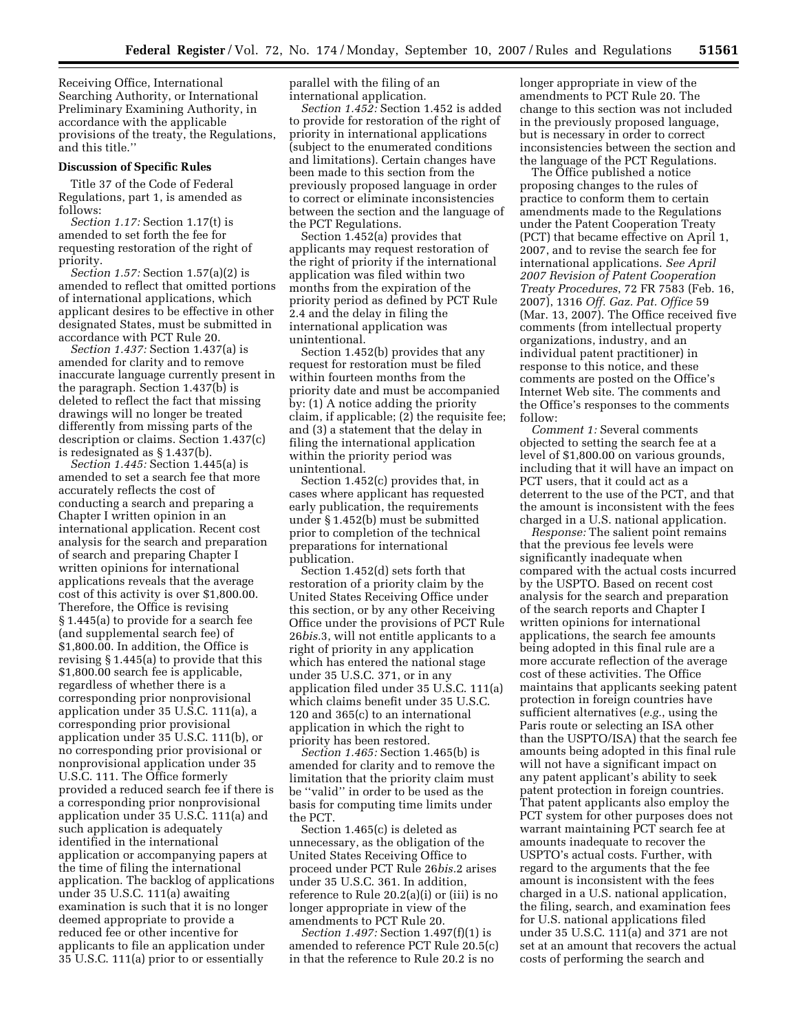Receiving Office, International Searching Authority, or International Preliminary Examining Authority, in accordance with the applicable provisions of the treaty, the Regulations, and this title.''

**Discussion of Specific Rules**

Title 37 of the Code of Federal Regulations, part 1, is amended as follows:

*Section 1.17:* Section 1.17(t) is amended to set forth the fee for requesting restoration of the right of priority.

*Section 1.57:* Section 1.57(a)(2) is amended to reflect that omitted portions of international applications, which applicant desires to be effective in other designated States, must be submitted in accordance with PCT Rule 20.

*Section 1.437:* Section 1.437(a) is amended for clarity and to remove inaccurate language currently present in the paragraph. Section 1.437(b) is deleted to reflect the fact that missing drawings will no longer be treated differently from missing parts of the description or claims. Section 1.437(c) is redesignated as § 1.437(b).

*Section 1.445:* Section 1.445(a) is amended to set a search fee that more accurately reflects the cost of conducting a search and preparing a Chapter I written opinion in an international application. Recent cost analysis for the search and preparation of search and preparing Chapter I written opinions for international applications reveals that the average cost of this activity is over $1,800.00. Therefore, the Office is revising § 1.445(a) to provide for a search fee (and supplemental search fee) of $1,800.00. In addition, the Office is revising § 1.445(a) to provide that this $1,800.00 search fee is applicable, regardless of whether there is a corresponding prior nonprovisional application under 35 U.S.C. 111(a), a corresponding prior provisional application under 35 U.S.C. 111(b), or no corresponding prior provisional or nonprovisional application under 35 U.S.C. 111. The Office formerly provided a reduced search fee if there is a corresponding prior nonprovisional application under 35 U.S.C. 111(a) and such application is adequately identified in the international application or accompanying papers at the time of filing the international application. The backlog of applications under 35 U.S.C. 111(a) awaiting examination is such that it is no longer deemed appropriate to provide a reduced fee or other incentive for applicants to file an application under 35 U.S.C. 111(a) prior to or essentially parallel with the filing of an international application.

*Section 1.452:* Section 1.452 is added to provide for restoration of the right of priority in international applications (subject to the enumerated conditions and limitations). Certain changes have been made to this section from the previously proposed language in order to correct or eliminate inconsistencies between the section and the language of the PCT Regulations.

Section 1.452(a) provides that applicants may request restoration of the right of priority if the international application was filed within two months from the expiration of the priority period as defined by PCT Rule 2.4 and the delay in filing the international application was unintentional.

Section 1.452(b) provides that any request for restoration must be filed within fourteen months from the priority date and must be accompanied by: (1) A notice adding the priority claim, if applicable; (2) the requisite fee; and (3) a statement that the delay in filing the international application within the priority period was unintentional.

Section 1.452(c) provides that, in cases where applicant has requested early publication, the requirements under § 1.452(b) must be submitted prior to completion of the technical preparations for international publication.

Section 1.452(d) sets forth that restoration of a priority claim by the United States Receiving Office under this section, or by any other Receiving Office under the provisions of PCT Rule 26*bis*.3, will not entitle applicants to a right of priority in any application which has entered the national stage under 35 U.S.C. 371, or in any application filed under 35 U.S.C. 111(a) which claims benefit under 35 U.S.C. 120 and 365(c) to an international application in which the right to priority has been restored.

*Section 1.465:* Section 1.465(b) is amended for clarity and to remove the limitation that the priority claim must be ''valid'' in order to be used as the basis for computing time limits under the PCT.

Section 1.465(c) is deleted as unnecessary, as the obligation of the United States Receiving Office to proceed under PCT Rule 26*bis*.2 arises under 35 U.S.C. 361. In addition, reference to Rule 20.2(a)(i) or (iii) is no longer appropriate in view of the amendments to PCT Rule 20.

*Section 1.497:* Section 1.497(f)(1) is amended to reference PCT Rule 20.5(c) in that the reference to Rule 20.2 is no longer appropriate in view of the amendments to PCT Rule 20. The change to this section was not included in the previously proposed language, but is necessary in order to correct inconsistencies between the section and the language of the PCT Regulations.

The Office published a notice proposing changes to the rules of practice to conform them to certain amendments made to the Regulations under the Patent Cooperation Treaty (PCT) that became effective on April 1, 2007, and to revise the search fee for international applications. *See April 2007 Revision of Patent Cooperation Treaty Procedures*, 72 FR 7583 (Feb. 16, 2007), 1316 *Off. Gaz. Pat. Office* 59 (Mar. 13, 2007). The Office received five comments (from intellectual property organizations, industry, and an individual patent practitioner) in response to this notice, and these comments are posted on the Office's Internet Web site. The comments and the Office's responses to the comments follow:

*Comment 1:* Several comments objected to setting the search fee at a level of $1,800.00 on various grounds, including that it will have an impact on PCT users, that it could act as a deterrent to the use of the PCT, and that the amount is inconsistent with the fees charged in a U.S. national application.

*Response:* The salient point remains that the previous fee levels were significantly inadequate when compared with the actual costs incurred by the USPTO. Based on recent cost analysis for the search and preparation of the search reports and Chapter I written opinions for international applications, the search fee amounts being adopted in this final rule are a more accurate reflection of the average cost of these activities. The Office maintains that applicants seeking patent protection in foreign countries have sufficient alternatives (*e.g.*, using the Paris route or selecting an ISA other than the USPTO/ISA) that the search fee amounts being adopted in this final rule will not have a significant impact on any patent applicant's ability to seek patent protection in foreign countries. That patent applicants also employ the PCT system for other purposes does not warrant maintaining PCT search fee at amounts inadequate to recover the USPTO's actual costs. Further, with regard to the arguments that the fee amount is inconsistent with the fees charged in a U.S. national application, the filing, search, and examination fees for U.S. national applications filed under 35 U.S.C. 111(a) and 371 are not set at an amount that recovers the actual costs of performing the search and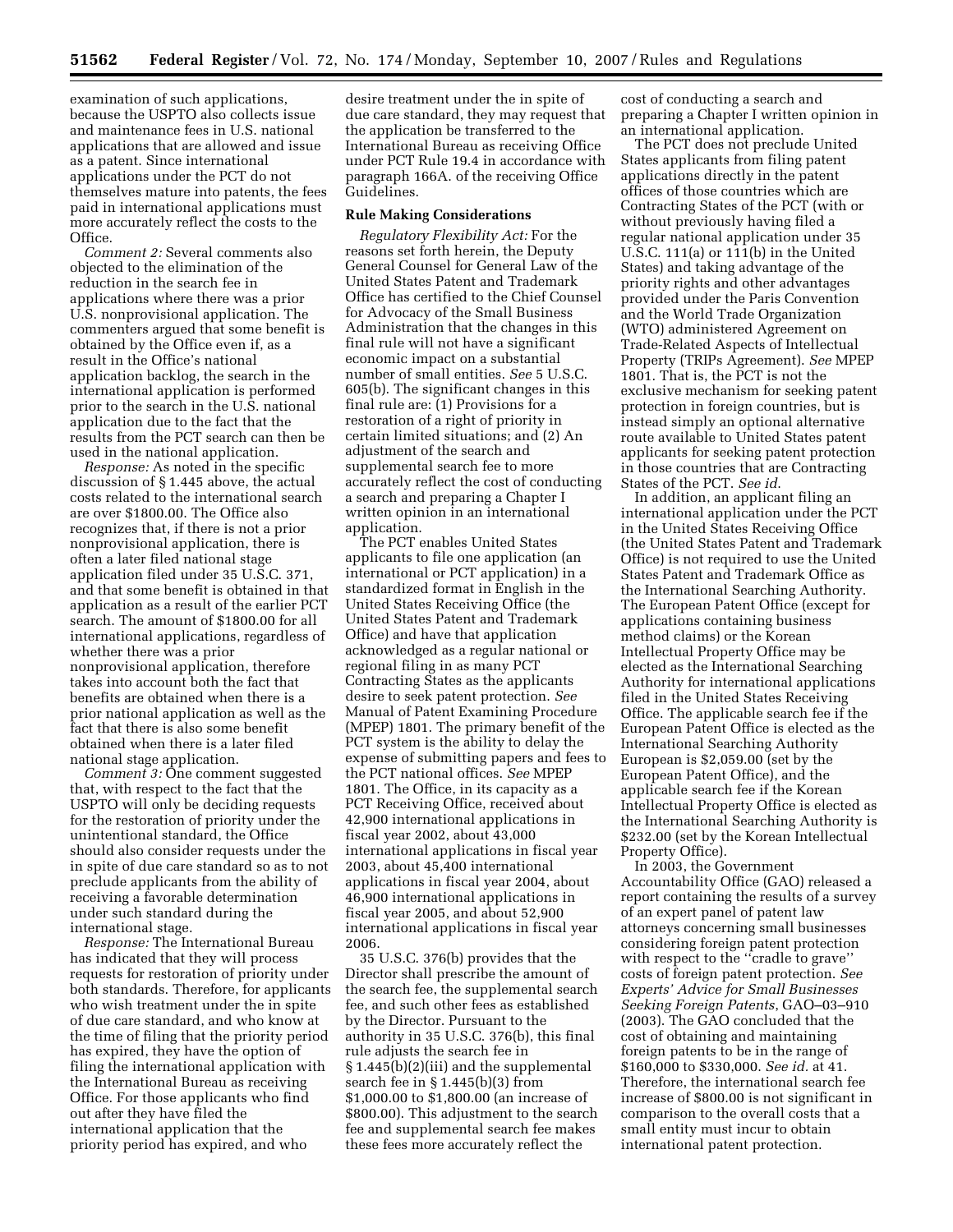examination of such applications, because the USPTO also collects issue and maintenance fees in U.S. national applications that are allowed and issue as a patent. Since international applications under the PCT do not themselves mature into patents, the fees paid in international applications must more accurately reflect the costs to the Office.

*Comment 2:* Several comments also objected to the elimination of the reduction in the search fee in applications where there was a prior U.S. nonprovisional application. The commenters argued that some benefit is obtained by the Office even if, as a result in the Office's national application backlog, the search in the international application is performed prior to the search in the U.S. national application due to the fact that the results from the PCT search can then be used in the national application.

*Response:* As noted in the specific discussion of § 1.445 above, the actual costs related to the international search are over $1800.00. The Office also recognizes that, if there is not a prior nonprovisional application, there is often a later filed national stage application filed under 35 U.S.C. 371, and that some benefit is obtained in that application as a result of the earlier PCT search. The amount of $1800.00 for all international applications, regardless of whether there was a prior nonprovisional application, therefore takes into account both the fact that benefits are obtained when there is a prior national application as well as the fact that there is also some benefit obtained when there is a later filed national stage application.

*Comment 3:* One comment suggested that, with respect to the fact that the USPTO will only be deciding requests for the restoration of priority under the unintentional standard, the Office should also consider requests under the in spite of due care standard so as to not preclude applicants from the ability of receiving a favorable determination under such standard during the international stage.

*Response:* The International Bureau has indicated that they will process requests for restoration of priority under both standards. Therefore, for applicants who wish treatment under the in spite of due care standard, and who know at the time of filing that the priority period has expired, they have the option of filing the international application with the International Bureau as receiving Office. For those applicants who find out after they have filed the international application that the priority period has expired, and who desire treatment under the in spite of due care standard, they may request that the application be transferred to the International Bureau as receiving Office under PCT Rule 19.4 in accordance with paragraph 166A. of the receiving Office Guidelines.

## Rule Making Considerations

*Regulatory Flexibility Act:* For the reasons set forth herein, the Deputy General Counsel for General Law of the United States Patent and Trademark Office has certified to the Chief Counsel for Advocacy of the Small Business Administration that the changes in this final rule will not have a significant economic impact on a substantial number of small entities. *See* 5 U.S.C. 605(b). The significant changes in this final rule are: (1) Provisions for a restoration of a right of priority in certain limited situations; and (2) An adjustment of the search and supplemental search fee to more accurately reflect the cost of conducting a search and preparing a Chapter I written opinion in an international application.

The PCT enables United States applicants to file one application (an international or PCT application) in a standardized format in English in the United States Receiving Office (the United States Patent and Trademark Office) and have that application acknowledged as a regular national or regional filing in as many PCT Contracting States as the applicants desire to seek patent protection. *See* Manual of Patent Examining Procedure (MPEP) 1801. The primary benefit of the PCT system is the ability to delay the expense of submitting papers and fees to the PCT national offices. *See* MPEP 1801. The Office, in its capacity as a PCT Receiving Office, received about 42,900 international applications in fiscal year 2002, about 43,000 international applications in fiscal year 2003, about 45,400 international applications in fiscal year 2004, about 46,900 international applications in fiscal year 2005, and about 52,900 international applications in fiscal year 2006.

35 U.S.C. 376(b) provides that the Director shall prescribe the amount of the search fee, the supplemental search fee, and such other fees as established by the Director. Pursuant to the authority in 35 U.S.C. 376(b), this final rule adjusts the search fee in § 1.445(b)(2)(iii) and the supplemental search fee in § 1.445(b)(3) from $1,000.00 to $1,800.00 (an increase of $800.00). This adjustment to the search fee and supplemental search fee makes these fees more accurately reflect the cost of conducting a search and preparing a Chapter I written opinion in an international application.

The PCT does not preclude United States applicants from filing patent applications directly in the patent offices of those countries which are Contracting States of the PCT (with or without previously having filed a regular national application under 35 U.S.C. 111(a) or 111(b) in the United States) and taking advantage of the priority rights and other advantages provided under the Paris Convention and the World Trade Organization (WTO) administered Agreement on Trade-Related Aspects of Intellectual Property (TRIPs Agreement). *See* MPEP 1801. That is, the PCT is not the exclusive mechanism for seeking patent protection in foreign countries, but is instead simply an optional alternative route available to United States patent applicants for seeking patent protection in those countries that are Contracting States of the PCT. *See id.*

In addition, an applicant filing an international application under the PCT in the United States Receiving Office (the United States Patent and Trademark Office) is not required to use the United States Patent and Trademark Office as the International Searching Authority. The European Patent Office (except for applications containing business method claims) or the Korean Intellectual Property Office may be elected as the International Searching Authority for international applications filed in the United States Receiving Office. The applicable search fee if the European Patent Office is elected as the International Searching Authority European is $2,059.00 (set by the European Patent Office), and the applicable search fee if the Korean Intellectual Property Office is elected as the International Searching Authority is $232.00 (set by the Korean Intellectual Property Office).

In 2003, the Government Accountability Office (GAO) released a report containing the results of a survey of an expert panel of patent law attorneys concerning small businesses considering foreign patent protection with respect to the "cradle to grave" costs of foreign patent protection. *See Experts' Advice for Small Businesses Seeking Foreign Patents*, GAO–03–910 (2003). The GAO concluded that the cost of obtaining and maintaining foreign patents to be in the range of $160,000 to $330,000. *See id.* at 41. Therefore, the international search fee increase of $800.00 is not significant in comparison to the overall costs that a small entity must incur to obtain international patent protection.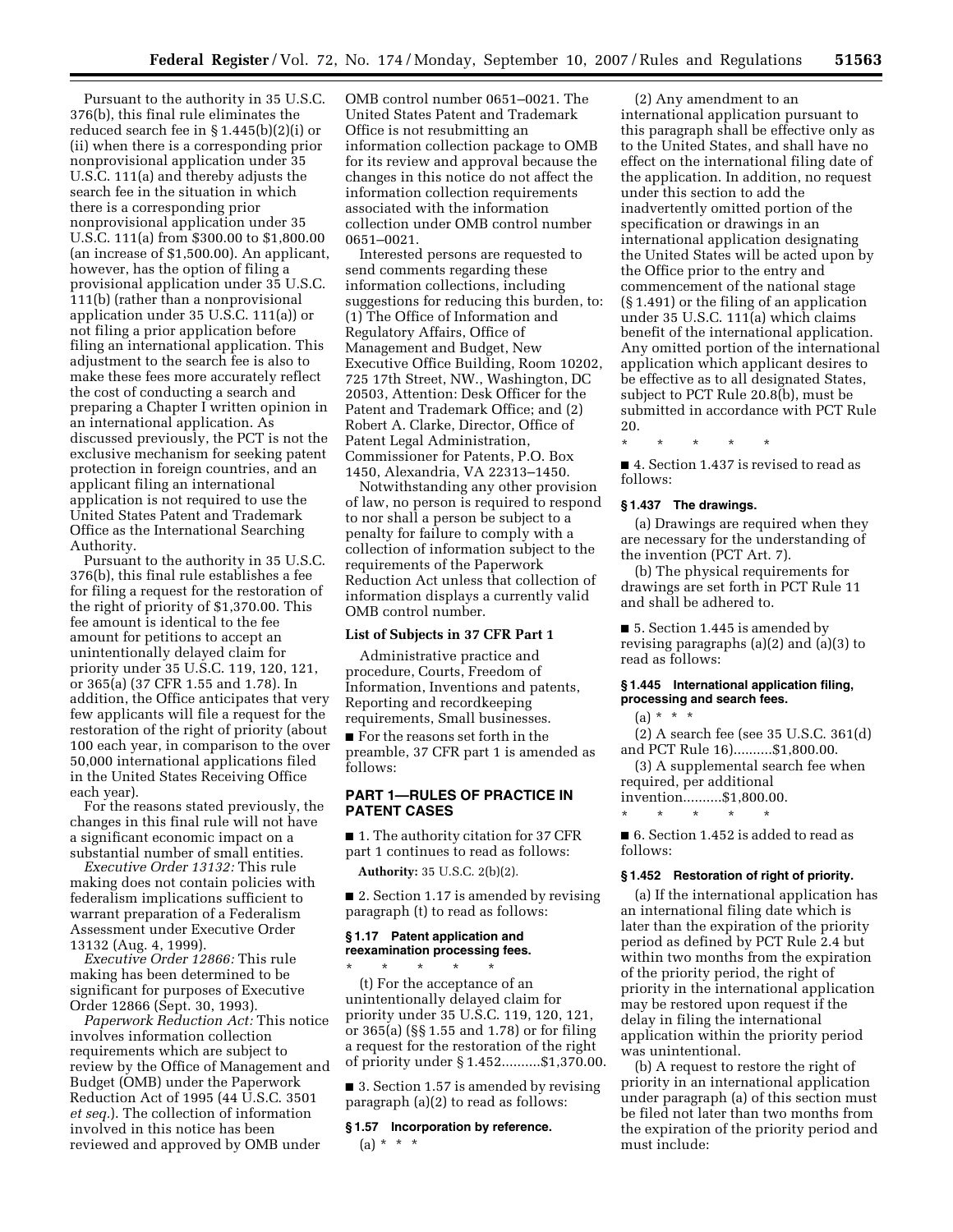Pursuant to the authority in 35 U.S.C. 376(b), this final rule eliminates the reduced search fee in § 1.445(b)(2)(i) or (ii) when there is a corresponding prior nonprovisional application under 35 U.S.C. 111(a) and thereby adjusts the search fee in the situation in which there is a corresponding prior nonprovisional application under 35 U.S.C. 111(a) from $300.00 to $1,800.00 (an increase of $1,500.00). An applicant, however, has the option of filing a provisional application under 35 U.S.C. 111(b) (rather than a nonprovisional application under 35 U.S.C. 111(a)) or not filing a prior application before filing an international application. This adjustment to the search fee is also to make these fees more accurately reflect the cost of conducting a search and preparing a Chapter I written opinion in an international application. As discussed previously, the PCT is not the exclusive mechanism for seeking patent protection in foreign countries, and an applicant filing an international application is not required to use the United States Patent and Trademark Office as the International Searching Authority.

Pursuant to the authority in 35 U.S.C. 376(b), this final rule establishes a fee for filing a request for the restoration of the right of priority of $1,370.00. This fee amount is identical to the fee amount for petitions to accept an unintentionally delayed claim for priority under 35 U.S.C. 119, 120, 121, or 365(a) (37 CFR 1.55 and 1.78). In addition, the Office anticipates that very few applicants will file a request for the restoration of the right of priority (about 100 each year, in comparison to the over 50,000 international applications filed in the United States Receiving Office each year).

For the reasons stated previously, the changes in this final rule will not have a significant economic impact on a substantial number of small entities.

*Executive Order 13132:* This rule making does not contain policies with federalism implications sufficient to warrant preparation of a Federalism Assessment under Executive Order 13132 (Aug. 4, 1999).

*Executive Order 12866:* This rule making has been determined to be significant for purposes of Executive Order 12866 (Sept. 30, 1993).

*Paperwork Reduction Act:* This notice involves information collection requirements which are subject to review by the Office of Management and Budget (OMB) under the Paperwork Reduction Act of 1995 (44 U.S.C. 3501 *et seq.*). The collection of information involved in this notice has been reviewed and approved by OMB under OMB control number 0651–0021. The United States Patent and Trademark Office is not resubmitting an information collection package to OMB for its review and approval because the changes in this notice do not affect the information collection requirements associated with the information collection under OMB control number 0651–0021.

Interested persons are requested to send comments regarding these information collections, including suggestions for reducing this burden, to: (1) The Office of Information and Regulatory Affairs, Office of Management and Budget, New Executive Office Building, Room 10202, 725 17th Street, NW., Washington, DC 20503, Attention: Desk Officer for the Patent and Trademark Office; and (2) Robert A. Clarke, Director, Office of Patent Legal Administration, Commissioner for Patents, P.O. Box 1450, Alexandria, VA 22313–1450.

Notwithstanding any other provision of law, no person is required to respond to nor shall a person be subject to a penalty for failure to comply with a collection of information subject to the requirements of the Paperwork Reduction Act unless that collection of information displays a currently valid OMB control number.

**List of Subjects in 37 CFR Part 1**

Administrative practice and procedure, Courts, Freedom of Information, Inventions and patents, Reporting and recordkeeping requirements, Small businesses.

■ For the reasons set forth in the preamble, 37 CFR part 1 is amended as follows:

## PART 1—RULES OF PRACTICE IN PATENT CASES

■ 1. The authority citation for 37 CFR part 1 continues to read as follows:

**Authority:** 35 U.S.C. 2(b)(2).

■ 2. Section 1.17 is amended by revising paragraph (t) to read as follows:

### § 1.17 Patent application and reexamination processing fees.

\* \* \* \* \*

(t) For the acceptance of an unintentionally delayed claim for priority under 35 U.S.C. 119, 120, 121, or 365(a) (§§ 1.55 and 1.78) or for filing a request for the restoration of the right of priority under § 1.452..........$1,370.00.

■ 3. Section 1.57 is amended by revising paragraph (a)(2) to read as follows:

### § 1.57 Incorporation by reference.

(a) \* \* \*

(2) Any amendment to an international application pursuant to this paragraph shall be effective only as to the United States, and shall have no effect on the international filing date of the application. In addition, no request under this section to add the inadvertently omitted portion of the specification or drawings in an international application designating the United States will be acted upon by the Office prior to the entry and commencement of the national stage (§ 1.491) or the filing of an application under 35 U.S.C. 111(a) which claims benefit of the international application. Any omitted portion of the international application which applicant desires to be effective as to all designated States, subject to PCT Rule 20.8(b), must be submitted in accordance with PCT Rule 20.

\* \* \* \* \*

■ 4. Section 1.437 is revised to read as follows:

### § 1.437 The drawings.

(a) Drawings are required when they are necessary for the understanding of the invention (PCT Art. 7).

(b) The physical requirements for drawings are set forth in PCT Rule 11 and shall be adhered to.

■ 5. Section 1.445 is amended by revising paragraphs (a)(2) and (a)(3) to read as follows:

### § 1.445 International application filing, processing and search fees.

(a) \* \* \*

(2) A search fee (see 35 U.S.C. 361(d) and PCT Rule 16)..........$1,800.00.

(3) A supplemental search fee when required, per additional invention..........$1,800.00.

\* \* \* \* \*

■ 6. Section 1.452 is added to read as follows:

### § 1.452 Restoration of right of priority.

(a) If the international application has an international filing date which is later than the expiration of the priority period as defined by PCT Rule 2.4 but within two months from the expiration of the priority period, the right of priority in the international application may be restored upon request if the delay in filing the international application within the priority period was unintentional.

(b) A request to restore the right of priority in an international application under paragraph (a) of this section must be filed not later than two months from the expiration of the priority period and must include: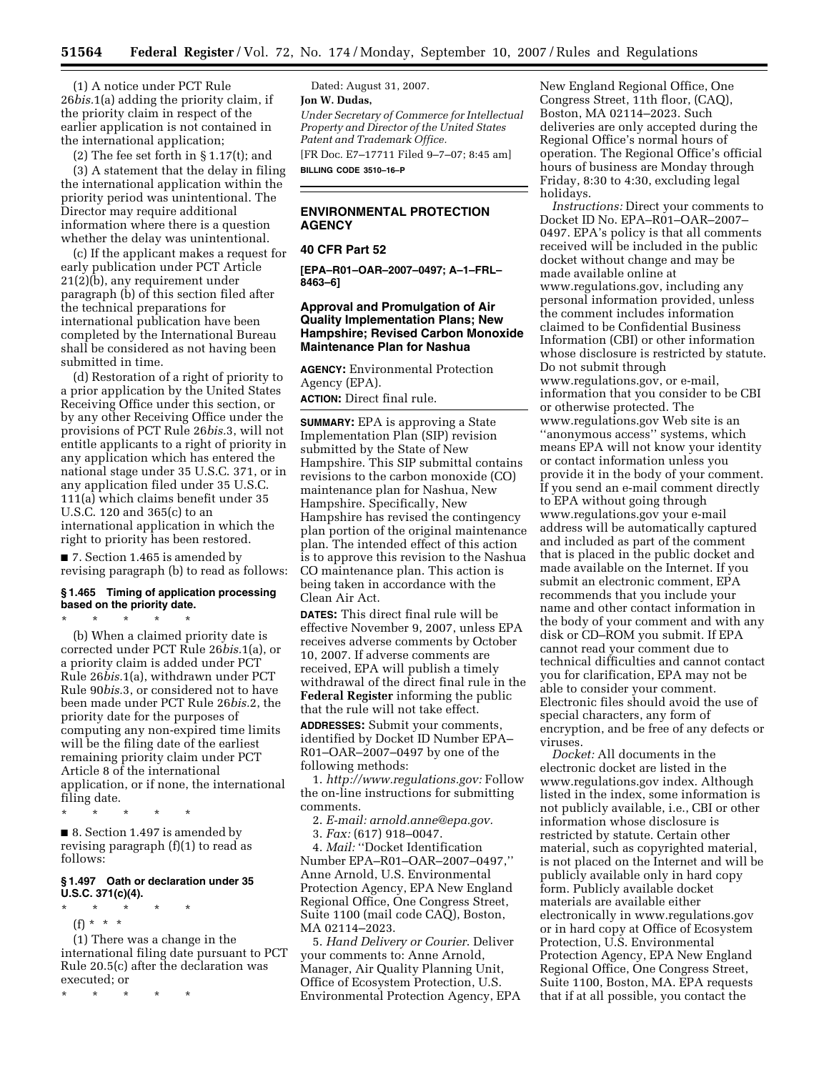(1) A notice under PCT Rule 26*bis*.1(a) adding the priority claim, if the priority claim in respect of the earlier application is not contained in the international application;

(2) The fee set forth in § 1.17(t); and

(3) A statement that the delay in filing the international application within the priority period was unintentional. The Director may require additional information where there is a question whether the delay was unintentional.

(c) If the applicant makes a request for early publication under PCT Article 21(2)(b), any requirement under paragraph (b) of this section filed after the technical preparations for international publication have been completed by the International Bureau shall be considered as not having been submitted in time.

(d) Restoration of a right of priority to a prior application by the United States Receiving Office under this section, or by any other Receiving Office under the provisions of PCT Rule 26*bis*.3, will not entitle applicants to a right of priority in any application which has entered the national stage under 35 U.S.C. 371, or in any application filed under 35 U.S.C. 111(a) which claims benefit under 35 U.S.C. 120 and 365(c) to an international application in which the right to priority has been restored.

■ 7. Section 1.465 is amended by revising paragraph (b) to read as follows:

**§ 1.465 Timing of application processing based on the priority date.**

\* \* \* \* \*

(b) When a claimed priority date is corrected under PCT Rule 26*bis*.1(a), or a priority claim is added under PCT Rule 26*bis*.1(a), withdrawn under PCT Rule 90*bis*.3, or considered not to have been made under PCT Rule 26*bis*.2, the priority date for the purposes of computing any non-expired time limits will be the filing date of the earliest remaining priority claim under PCT Article 8 of the international application, or if none, the international filing date.

\* \* \* \* \*

■ 8. Section 1.497 is amended by revising paragraph (f)(1) to read as follows:

**§ 1.497 Oath or declaration under 35 U.S.C. 371(c)(4).**

\* \* \* \* \*

(f) \* \* \*

(1) There was a change in the international filing date pursuant to PCT Rule 20.5(c) after the declaration was executed; or

\* \* \* \* \*

Dated: August 31, 2007.

**Jon W. Dudas,**

*Under Secretary of Commerce for Intellectual Property and Director of the United States Patent and Trademark Office.*

[FR Doc. E7–17711 Filed 9–7–07; 8:45 am]

**BILLING CODE 3510–16–P**

## ENVIRONMENTAL PROTECTION AGENCY

### 40 CFR Part 52

**[EPA–R01–OAR–2007–0497; A–1–FRL–8463–6]**

### Approval and Promulgation of Air Quality Implementation Plans; New Hampshire; Revised Carbon Monoxide Maintenance Plan for Nashua

**AGENCY:** Environmental Protection Agency (EPA).

**ACTION:** Direct final rule.

**SUMMARY:** EPA is approving a State Implementation Plan (SIP) revision submitted by the State of New Hampshire. This SIP submittal contains revisions to the carbon monoxide (CO) maintenance plan for Nashua, New Hampshire. Specifically, New Hampshire has revised the contingency plan portion of the original maintenance plan. The intended effect of this action is to approve this revision to the Nashua CO maintenance plan. This action is being taken in accordance with the Clean Air Act.

**DATES:** This direct final rule will be effective November 9, 2007, unless EPA receives adverse comments by October 10, 2007. If adverse comments are received, EPA will publish a timely withdrawal of the direct final rule in the **Federal Register** informing the public that the rule will not take effect.

**ADDRESSES:** Submit your comments, identified by Docket ID Number EPA–R01–OAR–2007–0497 by one of the following methods:

1. *http://www.regulations.gov:* Follow the on-line instructions for submitting comments.

2. *E-mail: arnold.anne@epa.gov.*

3. *Fax:* (617) 918–0047.

4. *Mail:* ''Docket Identification Number EPA–R01–OAR–2007–0497,'' Anne Arnold, U.S. Environmental Protection Agency, EPA New England Regional Office, One Congress Street, Suite 1100 (mail code CAQ), Boston, MA 02114–2023.

5. *Hand Delivery or Courier*. Deliver your comments to: Anne Arnold, Manager, Air Quality Planning Unit, Office of Ecosystem Protection, U.S. Environmental Protection Agency, EPA New England Regional Office, One Congress Street, 11th floor, (CAQ), Boston, MA 02114–2023. Such deliveries are only accepted during the Regional Office's normal hours of operation. The Regional Office's official hours of business are Monday through Friday, 8:30 to 4:30, excluding legal holidays.

*Instructions:* Direct your comments to Docket ID No. EPA–R01–OAR–2007–0497. EPA's policy is that all comments received will be included in the public docket without change and may be made available online at www.regulations.gov, including any personal information provided, unless the comment includes information claimed to be Confidential Business Information (CBI) or other information whose disclosure is restricted by statute. Do not submit through www.regulations.gov, or e-mail, information that you consider to be CBI or otherwise protected. The www.regulations.gov Web site is an ''anonymous access'' systems, which means EPA will not know your identity or contact information unless you provide it in the body of your comment. If you send an e-mail comment directly to EPA without going through www.regulations.gov your e-mail address will be automatically captured and included as part of the comment that is placed in the public docket and made available on the Internet. If you submit an electronic comment, EPA recommends that you include your name and other contact information in the body of your comment and with any disk or CD–ROM you submit. If EPA cannot read your comment due to technical difficulties and cannot contact you for clarification, EPA may not be able to consider your comment. Electronic files should avoid the use of special characters, any form of encryption, and be free of any defects or viruses.

*Docket:* All documents in the electronic docket are listed in the www.regulations.gov index. Although listed in the index, some information is not publicly available, i.e., CBI or other information whose disclosure is restricted by statute. Certain other material, such as copyrighted material, is not placed on the Internet and will be publicly available only in hard copy form. Publicly available docket materials are available either electronically in www.regulations.gov or in hard copy at Office of Ecosystem Protection, U.S. Environmental Protection Agency, EPA New England Regional Office, One Congress Street, Suite 1100, Boston, MA. EPA requests that if at all possible, you contact the